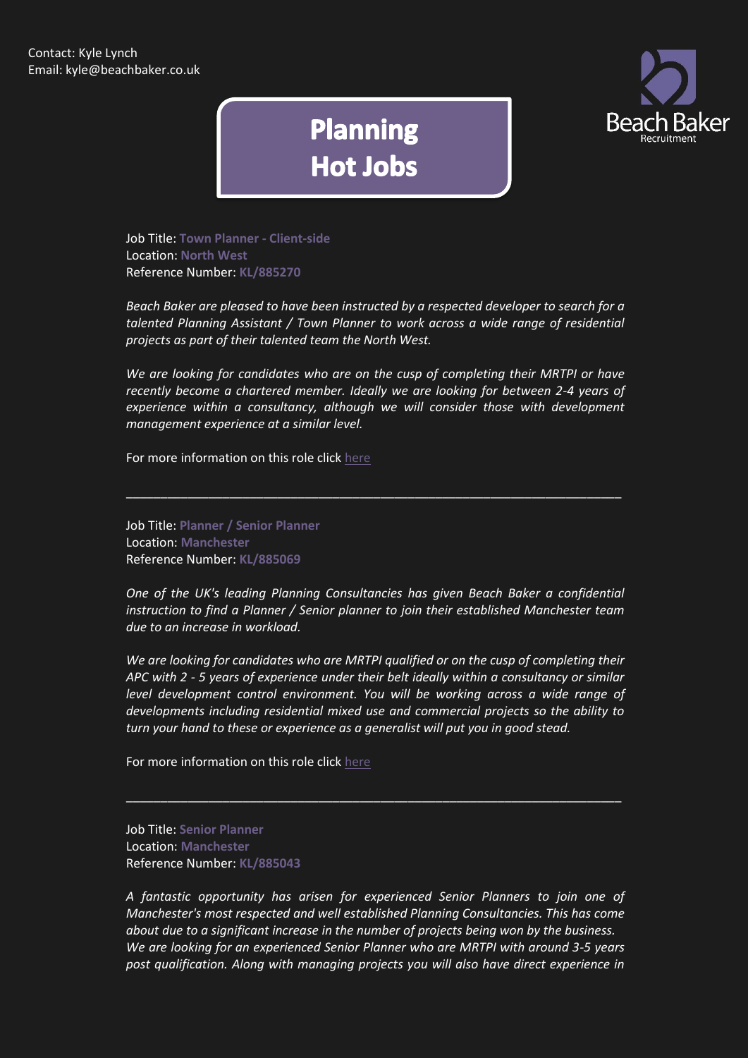Contact: Kyle Lynch
Email: kyle@beachbaker.co.uk

# Planning Hot Jobs

Job Title: **Town Planner - Client-side**
Location: **North West**
Reference Number: **KL/885270**

*Beach Baker are pleased to have been instructed by a respected developer to search for a talented Planning Assistant / Town Planner to work across a wide range of residential projects as part of their talented team the North West.*

*We are looking for candidates who are on the cusp of completing their MRTPI or have recently become a chartered member. Ideally we are looking for between 2-4 years of experience within a consultancy, although we will consider those with development management experience at a similar level.*

For more information on this role click here

---

Job Title: **Planner / Senior Planner**
Location: **Manchester**
Reference Number: **KL/885069**

*One of the UK's leading Planning Consultancies has given Beach Baker a confidential instruction to find a Planner / Senior planner to join their established Manchester team due to an increase in workload.*

*We are looking for candidates who are MRTPI qualified or on the cusp of completing their APC with 2 - 5 years of experience under their belt ideally within a consultancy or similar level development control environment. You will be working across a wide range of developments including residential mixed use and commercial projects so the ability to turn your hand to these or experience as a generalist will put you in good stead.*

For more information on this role click here

---

Job Title: **Senior Planner**
Location: **Manchester**
Reference Number: **KL/885043**

*A fantastic opportunity has arisen for experienced Senior Planners to join one of Manchester's most respected and well established Planning Consultancies. This has come about due to a significant increase in the number of projects being won by the business. We are looking for an experienced Senior Planner who are MRTPI with around 3-5 years post qualification. Along with managing projects you will also have direct experience in*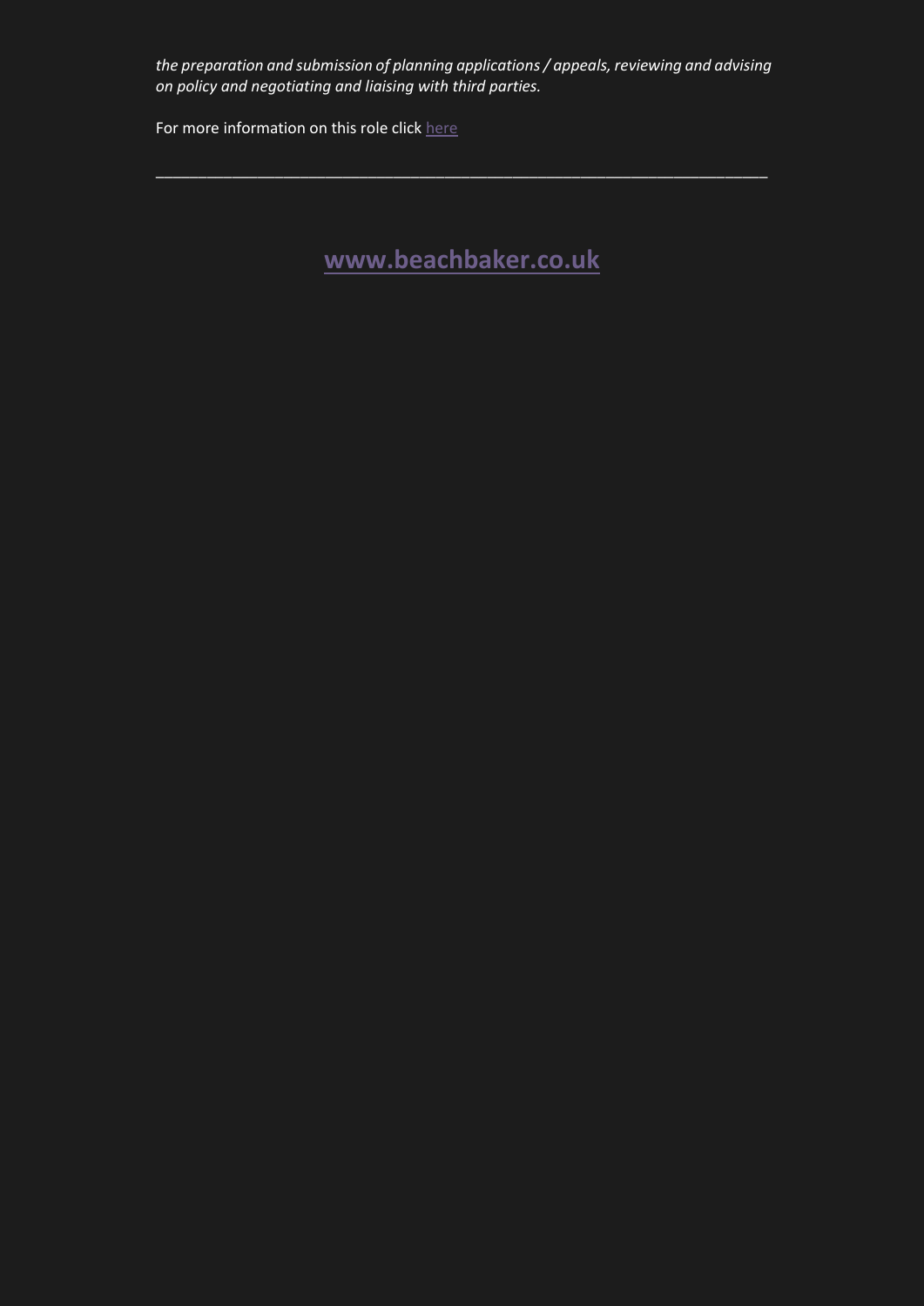*the preparation and submission of planning applications / appeals, reviewing and advising on policy and negotiating and liaising with third parties.*

For more information on this role click here

---

**www.beachbaker.co.uk**